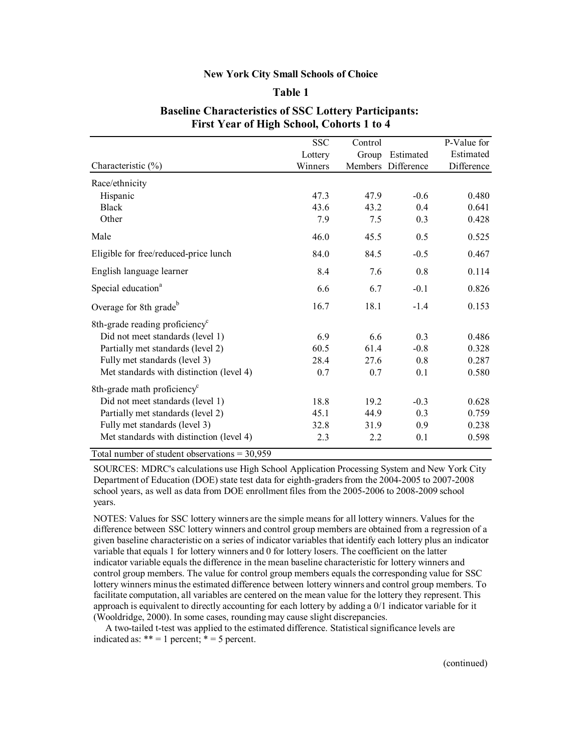**New York City Small Schools of Choice**

**Table 1**

**Baseline Characteristics of SSC Lottery Participants: First Year of High School, Cohorts 1 to 4**

| Characteristic (%) | SSC Lottery Winners | Control Group Members | Estimated Difference | P-Value for Estimated Difference |
|---|---|---|---|---|
| Race/ethnicity | | | | |
| Hispanic | 47.3 | 47.9 | -0.6 | 0.480 |
| Black | 43.6 | 43.2 | 0.4 | 0.641 |
| Other | 7.9 | 7.5 | 0.3 | 0.428 |
| Male | 46.0 | 45.5 | 0.5 | 0.525 |
| Eligible for free/reduced-price lunch | 84.0 | 84.5 | -0.5 | 0.467 |
| English language learner | 8.4 | 7.6 | 0.8 | 0.114 |
| Special education[a] | 6.6 | 6.7 | -0.1 | 0.826 |
| Overage for 8th grade[b] | 16.7 | 18.1 | -1.4 | 0.153 |
| 8th-grade reading proficiency[c] | | | | |
| Did not meet standards (level 1) | 6.9 | 6.6 | 0.3 | 0.486 |
| Partially met standards (level 2) | 60.5 | 61.4 | -0.8 | 0.328 |
| Fully met standards (level 3) | 28.4 | 27.6 | 0.8 | 0.287 |
| Met standards with distinction (level 4) | 0.7 | 0.7 | 0.1 | 0.580 |
| 8th-grade math proficiency[c] | | | | |
| Did not meet standards (level 1) | 18.8 | 19.2 | -0.3 | 0.628 |
| Partially met standards (level 2) | 45.1 | 44.9 | 0.3 | 0.759 |
| Fully met standards (level 3) | 32.8 | 31.9 | 0.9 | 0.238 |
| Met standards with distinction (level 4) | 2.3 | 2.2 | 0.1 | 0.598 |

Total number of student observations = 30,959

SOURCES: MDRC's calculations use High School Application Processing System and New York City Department of Education (DOE) state test data for eighth-graders from the 2004-2005 to 2007-2008 school years, as well as data from DOE enrollment files from the 2005-2006 to 2008-2009 school years.

NOTES: Values for SSC lottery winners are the simple means for all lottery winners. Values for the difference between SSC lottery winners and control group members are obtained from a regression of a given baseline characteristic on a series of indicator variables that identify each lottery plus an indicator variable that equals 1 for lottery winners and 0 for lottery losers. The coefficient on the latter indicator variable equals the difference in the mean baseline characteristic for lottery winners and control group members. The value for control group members equals the corresponding value for SSC lottery winners minus the estimated difference between lottery winners and control group members. To facilitate computation, all variables are centered on the mean value for the lottery they represent. This approach is equivalent to directly accounting for each lottery by adding a 0/1 indicator variable for it (Wooldridge, 2000). In some cases, rounding may cause slight discrepancies.

A two-tailed t-test was applied to the estimated difference. Statistical significance levels are indicated as: ** = 1 percent; * = 5 percent.

(continued)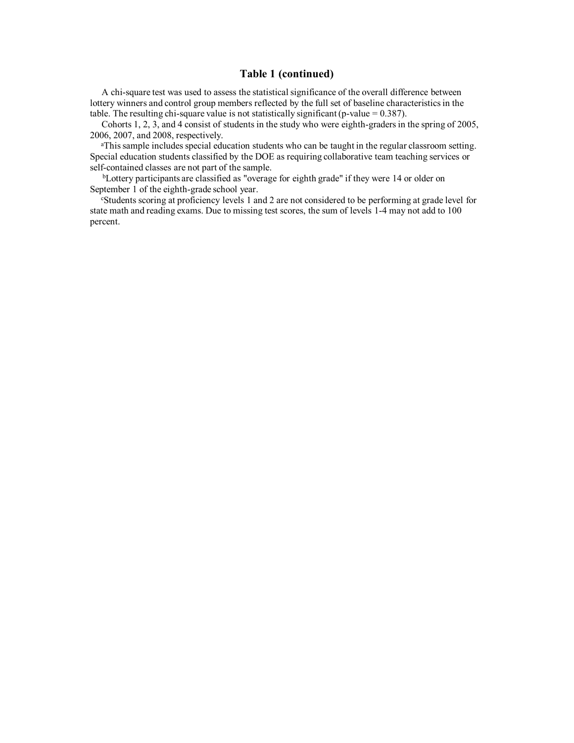## Table 1 (continued)

A chi-square test was used to assess the statistical significance of the overall difference between lottery winners and control group members reflected by the full set of baseline characteristics in the table. The resulting chi-square value is not statistically significant (p-value = 0.387).

Cohorts 1, 2, 3, and 4 consist of students in the study who were eighth-graders in the spring of 2005, 2006, 2007, and 2008, respectively.

[a]This sample includes special education students who can be taught in the regular classroom setting. Special education students classified by the DOE as requiring collaborative team teaching services or self-contained classes are not part of the sample.

[b]Lottery participants are classified as "overage for eighth grade" if they were 14 or older on September 1 of the eighth-grade school year.

[c]Students scoring at proficiency levels 1 and 2 are not considered to be performing at grade level for state math and reading exams. Due to missing test scores, the sum of levels 1-4 may not add to 100 percent.